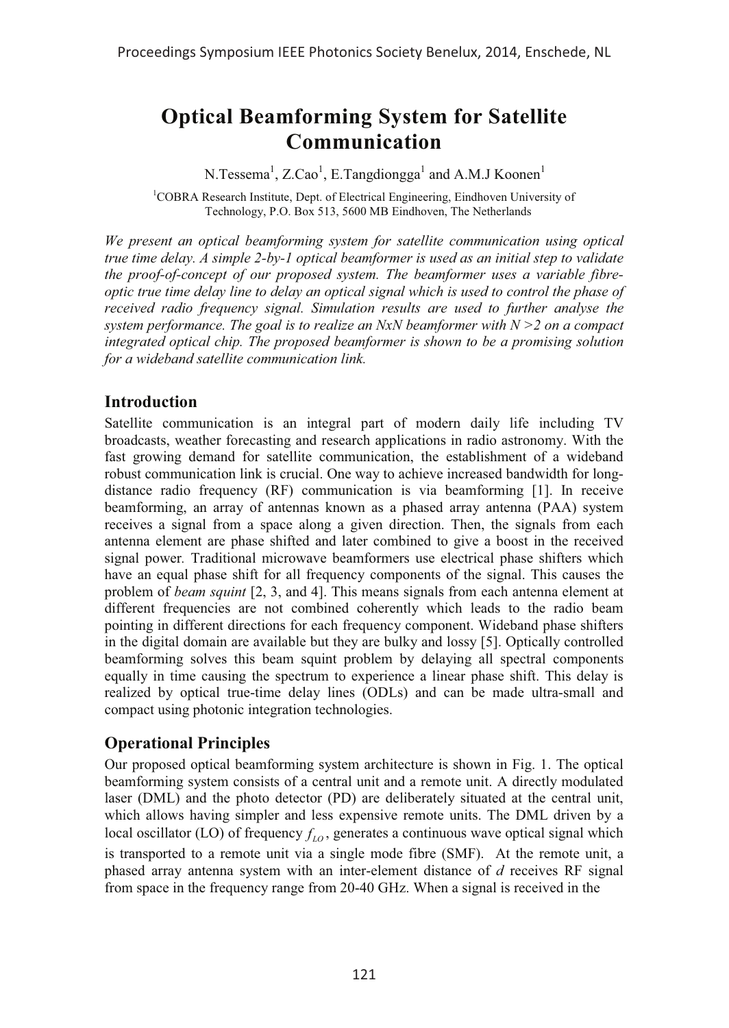# Optical Beamforming System for Satellite Communication

N.Tessema[1], Z.Cao[1], E.Tangdiongga[1] and A.M.J Koonen[1]

[1]COBRA Research Institute, Dept. of Electrical Engineering, Eindhoven University of Technology, P.O. Box 513, 5600 MB Eindhoven, The Netherlands

*We present an optical beamforming system for satellite communication using optical true time delay. A simple 2-by-1 optical beamformer is used as an initial step to validate the proof-of-concept of our proposed system. The beamformer uses a variable fibre-optic true time delay line to delay an optical signal which is used to control the phase of received radio frequency signal. Simulation results are used to further analyse the system performance. The goal is to realize an NxN beamformer with N >2 on a compact integrated optical chip. The proposed beamformer is shown to be a promising solution for a wideband satellite communication link.*

## Introduction

Satellite communication is an integral part of modern daily life including TV broadcasts, weather forecasting and research applications in radio astronomy. With the fast growing demand for satellite communication, the establishment of a wideband robust communication link is crucial. One way to achieve increased bandwidth for long-distance radio frequency (RF) communication is via beamforming [1]. In receive beamforming, an array of antennas known as a phased array antenna (PAA) system receives a signal from a space along a given direction. Then, the signals from each antenna element are phase shifted and later combined to give a boost in the received signal power. Traditional microwave beamformers use electrical phase shifters which have an equal phase shift for all frequency components of the signal. This causes the problem of *beam squint* [2, 3, and 4]. This means signals from each antenna element at different frequencies are not combined coherently which leads to the radio beam pointing in different directions for each frequency component. Wideband phase shifters in the digital domain are available but they are bulky and lossy [5]. Optically controlled beamforming solves this beam squint problem by delaying all spectral components equally in time causing the spectrum to experience a linear phase shift. This delay is realized by optical true-time delay lines (ODLs) and can be made ultra-small and compact using photonic integration technologies.

## Operational Principles

Our proposed optical beamforming system architecture is shown in Fig. 1. The optical beamforming system consists of a central unit and a remote unit. A directly modulated laser (DML) and the photo detector (PD) are deliberately situated at the central unit, which allows having simpler and less expensive remote units. The DML driven by a local oscillator (LO) of frequency $f_{LO}$, generates a continuous wave optical signal which is transported to a remote unit via a single mode fibre (SMF). At the remote unit, a phased array antenna system with an inter-element distance of $d$ receives RF signal from space in the frequency range from 20-40 GHz. When a signal is received in the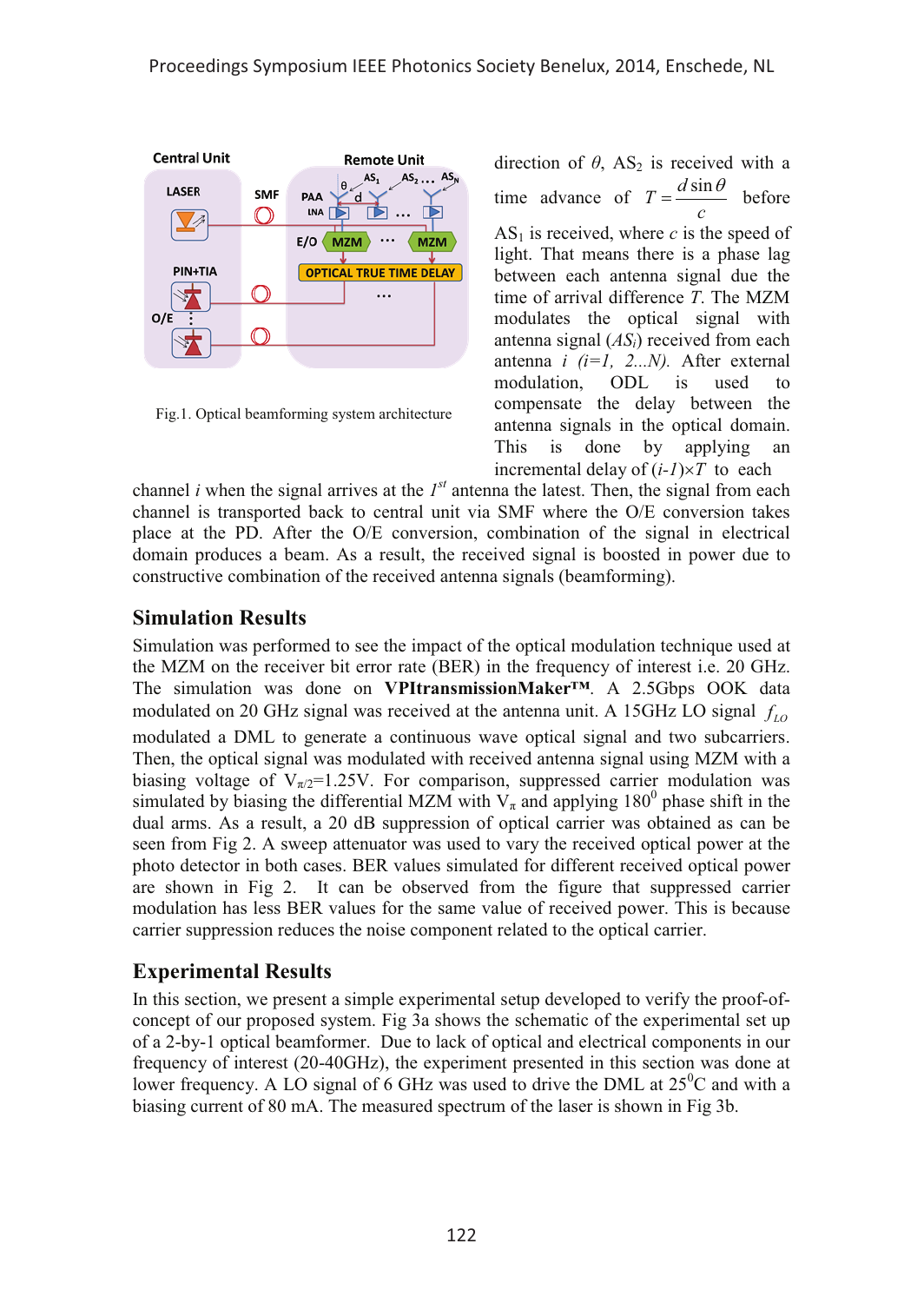Fig.1. Optical beamforming system architecture

direction of $\theta$, $AS_2$ is received with a time advance of $T = \frac{d \sin\theta}{c}$ before $AS_1$ is received, where $c$ is the speed of light. That means there is a phase lag between each antenna signal due the time of arrival difference $T$. The MZM modulates the optical signal with antenna signal ($AS_i$) received from each antenna $i$ $(i=1, 2...N)$. After external modulation, ODL is used to compensate the delay between the antenna signals in the optical domain. This is done by applying an incremental delay of $(i-1)\times T$ to each channel $i$ when the signal arrives at the $1^{st}$ antenna the latest. Then, the signal from each channel is transported back to central unit via SMF where the O/E conversion takes place at the PD. After the O/E conversion, combination of the signal in electrical domain produces a beam. As a result, the received signal is boosted in power due to constructive combination of the received antenna signals (beamforming).

## Simulation Results

Simulation was performed to see the impact of the optical modulation technique used at the MZM on the receiver bit error rate (BER) in the frequency of interest i.e. 20 GHz. The simulation was done on **VPItransmissionMaker™**. A 2.5Gbps OOK data modulated on 20 GHz signal was received at the antenna unit. A 15GHz LO signal $f_{LO}$ modulated a DML to generate a continuous wave optical signal and two subcarriers. Then, the optical signal was modulated with received antenna signal using MZM with a biasing voltage of $V_{\pi/2}$=1.25V. For comparison, suppressed carrier modulation was simulated by biasing the differential MZM with $V_\pi$ and applying $180^0$ phase shift in the dual arms. As a result, a 20 dB suppression of optical carrier was obtained as can be seen from Fig 2. A sweep attenuator was used to vary the received optical power at the photo detector in both cases. BER values simulated for different received optical power are shown in Fig 2. It can be observed from the figure that suppressed carrier modulation has less BER values for the same value of received power. This is because carrier suppression reduces the noise component related to the optical carrier.

## Experimental Results

In this section, we present a simple experimental setup developed to verify the proof-of-concept of our proposed system. Fig 3a shows the schematic of the experimental set up of a 2-by-1 optical beamformer. Due to lack of optical and electrical components in our frequency of interest (20-40GHz), the experiment presented in this section was done at lower frequency. A LO signal of 6 GHz was used to drive the DML at $25^0$C and with a biasing current of 80 mA. The measured spectrum of the laser is shown in Fig 3b.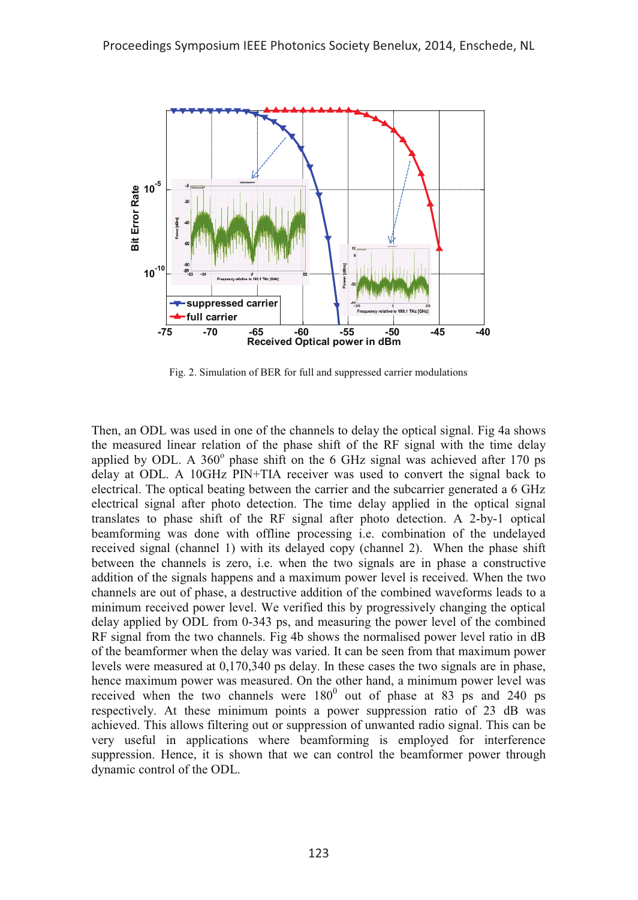Fig. 2. Simulation of BER for full and suppressed carrier modulations

Then, an ODL was used in one of the channels to delay the optical signal. Fig 4a shows the measured linear relation of the phase shift of the RF signal with the time delay applied by ODL. A 360$^{o}$ phase shift on the 6 GHz signal was achieved after 170 ps delay at ODL. A 10GHz PIN+TIA receiver was used to convert the signal back to electrical. The optical beating between the carrier and the subcarrier generated a 6 GHz electrical signal after photo detection. The time delay applied in the optical signal translates to phase shift of the RF signal after photo detection. A 2-by-1 optical beamforming was done with offline processing i.e. combination of the undelayed received signal (channel 1) with its delayed copy (channel 2). When the phase shift between the channels is zero, i.e. when the two signals are in phase a constructive addition of the signals happens and a maximum power level is received. When the two channels are out of phase, a destructive addition of the combined waveforms leads to a minimum received power level. We verified this by progressively changing the optical delay applied by ODL from 0-343 ps, and measuring the power level of the combined RF signal from the two channels. Fig 4b shows the normalised power level ratio in dB of the beamformer when the delay was varied. It can be seen from that maximum power levels were measured at 0,170,340 ps delay. In these cases the two signals are in phase, hence maximum power was measured. On the other hand, a minimum power level was received when the two channels were 180$^{0}$ out of phase at 83 ps and 240 ps respectively. At these minimum points a power suppression ratio of 23 dB was achieved. This allows filtering out or suppression of unwanted radio signal. This can be very useful in applications where beamforming is employed for interference suppression. Hence, it is shown that we can control the beamformer power through dynamic control of the ODL.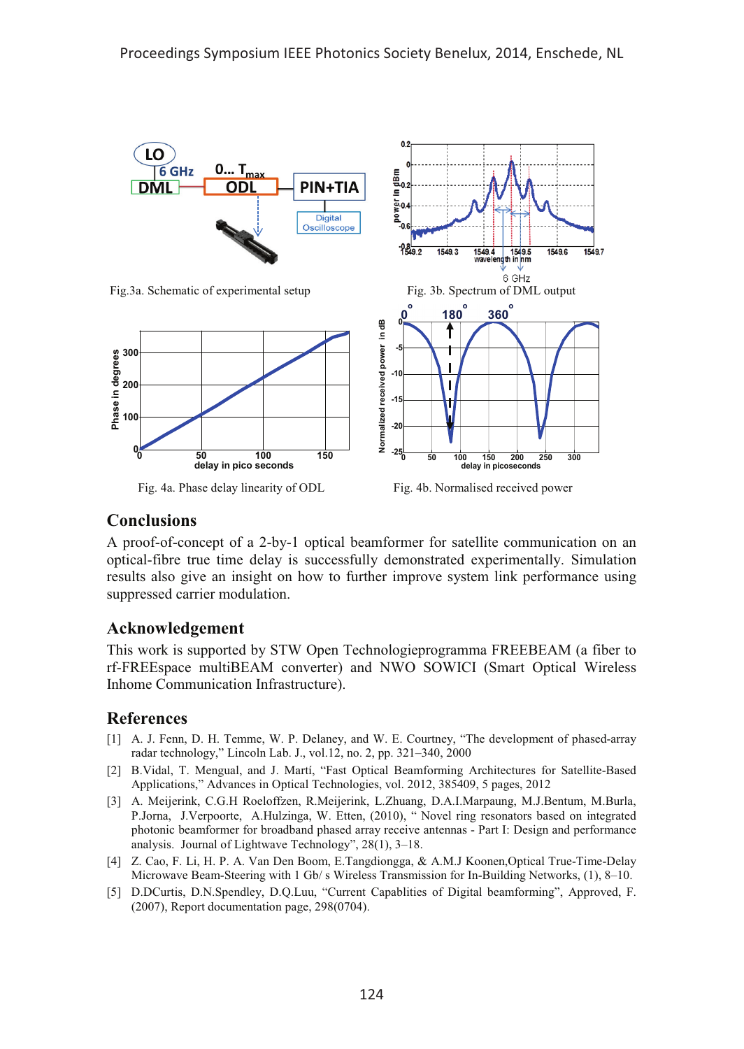LO

6 GHz

DML

0... $T_{max}$

ODL

PIN+TIA

Digital Oscilloscope

Fig.3a. Schematic of experimental setup

0.2
0
-0.2
-0.4
-0.6
-0.8
power in dBm
1549.2
1549.3
1549.4
1549.5
1549.6
1549.7
wavelength in nm
6 GHz

Fig. 3b. Spectrum of DML output

300
200
100
0
Phase in degrees
0
50
100
150
delay in pico seconds

Fig. 4a. Phase delay linearity of ODL

0°
180°
360°
0
-5
-10
-15
-20
-25
Normalized received power in dB
0
50
100
150
200
250
300
delay in picoseconds

Fig. 4b. Normalised received power

## Conclusions

A proof-of-concept of a 2-by-1 optical beamformer for satellite communication on an optical-fibre true time delay is successfully demonstrated experimentally. Simulation results also give an insight on how to further improve system link performance using suppressed carrier modulation.

## Acknowledgement

This work is supported by STW Open Technologieprogramma FREEBEAM (a fiber to rf-FREEspace multiBEAM converter) and NWO SOWICI (Smart Optical Wireless Inhome Communication Infrastructure).

## References

[1] A. J. Fenn, D. H. Temme, W. P. Delaney, and W. E. Courtney, "The development of phased-array radar technology," Lincoln Lab. J., vol.12, no. 2, pp. 321–340, 2000

[2] B.Vidal, T. Mengual, and J. Martí, "Fast Optical Beamforming Architectures for Satellite-Based Applications," Advances in Optical Technologies, vol. 2012, 385409, 5 pages, 2012

[3] A. Meijerink, C.G.H Roeloffzen, R.Meijerink, L.Zhuang, D.A.I.Marpaung, M.J.Bentum, M.Burla, P.Jorna, J.Verpoorte, A.Hulzinga, W. Etten, (2010), " Novel ring resonators based on integrated photonic beamformer for broadband phased array receive antennas - Part I: Design and performance analysis. Journal of Lightwave Technology", 28(1), 3–18.

[4] Z. Cao, F. Li, H. P. A. Van Den Boom, E.Tangdiongga, & A.M.J Koonen,Optical True-Time-Delay Microwave Beam-Steering with 1 Gb/ s Wireless Transmission for In-Building Networks, (1), 8–10.

[5] D.DCurtis, D.N.Spendley, D.Q.Luu, "Current Capablities of Digital beamforming", Approved, F. (2007), Report documentation page, 298(0704).